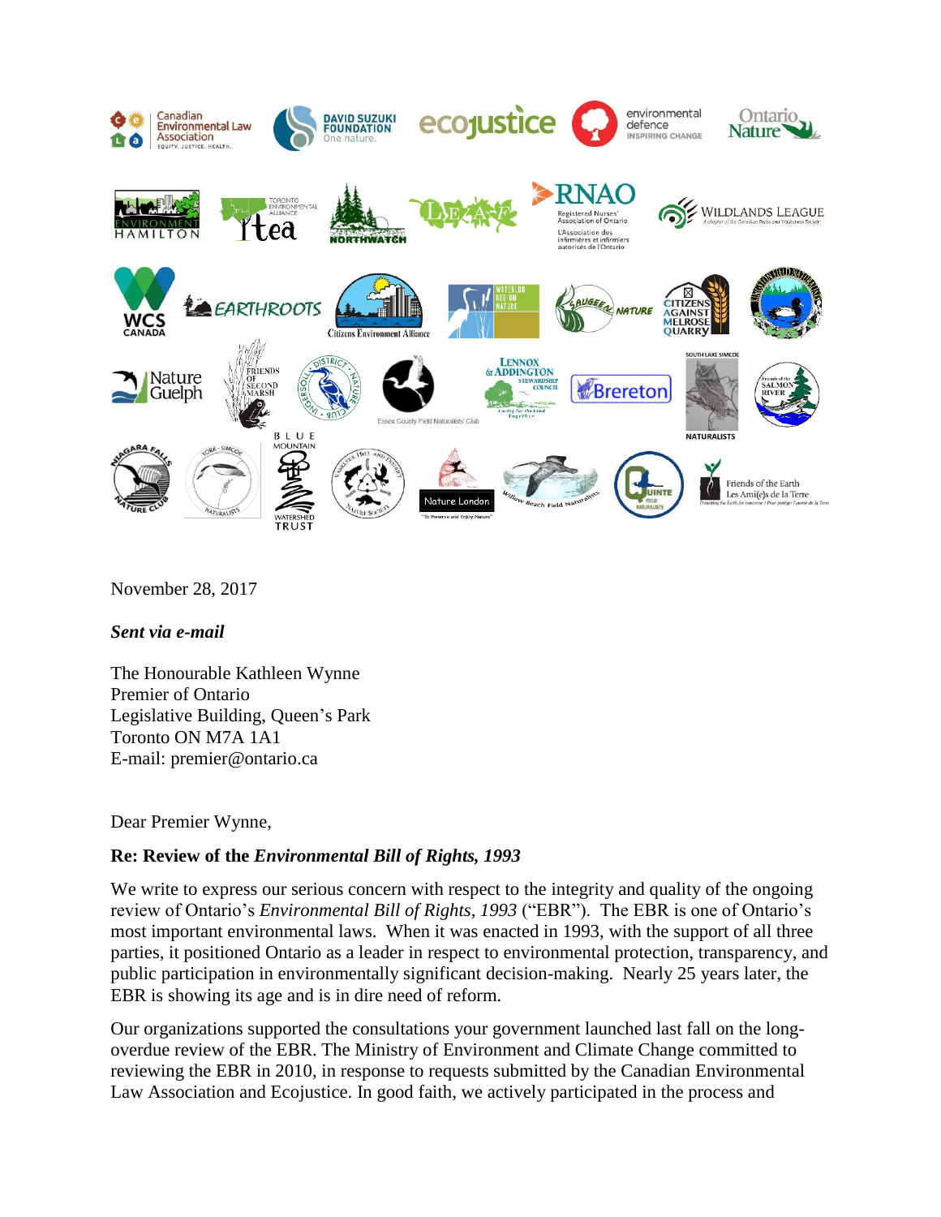November 28, 2017

***Sent via e-mail***

The Honourable Kathleen Wynne
Premier of Ontario
Legislative Building, Queen's Park
Toronto ON M7A 1A1
E-mail: premier@ontario.ca

Dear Premier Wynne,

**Re: Review of the *Environmental Bill of Rights, 1993***

We write to express our serious concern with respect to the integrity and quality of the ongoing review of Ontario's *Environmental Bill of Rights, 1993* ("EBR"). The EBR is one of Ontario's most important environmental laws. When it was enacted in 1993, with the support of all three parties, it positioned Ontario as a leader in respect to environmental protection, transparency, and public participation in environmentally significant decision-making. Nearly 25 years later, the EBR is showing its age and is in dire need of reform.

Our organizations supported the consultations your government launched last fall on the long-overdue review of the EBR. The Ministry of Environment and Climate Change committed to reviewing the EBR in 2010, in response to requests submitted by the Canadian Environmental Law Association and Ecojustice. In good faith, we actively participated in the process and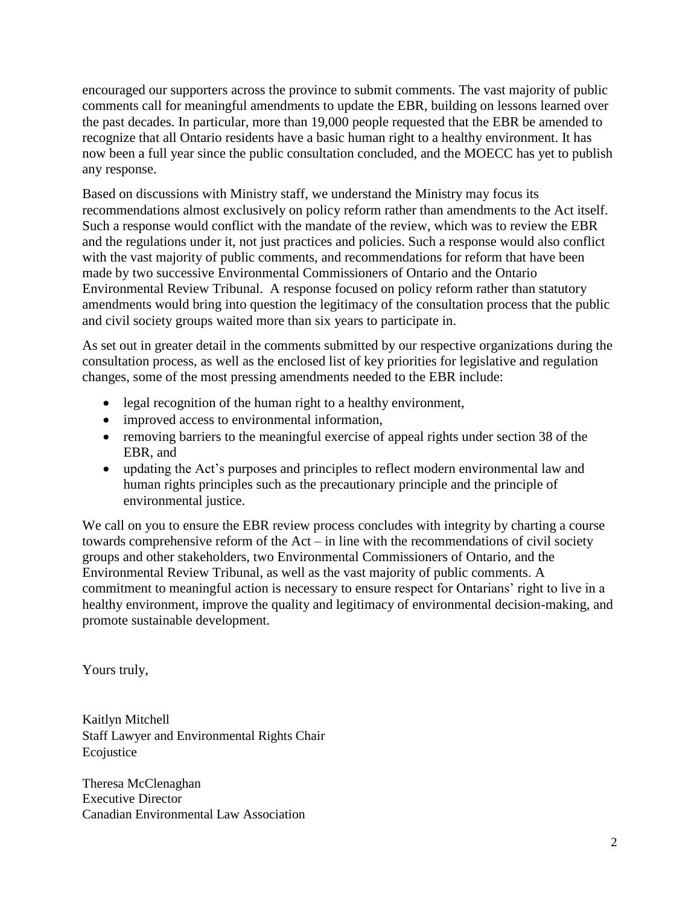encouraged our supporters across the province to submit comments. The vast majority of public comments call for meaningful amendments to update the EBR, building on lessons learned over the past decades. In particular, more than 19,000 people requested that the EBR be amended to recognize that all Ontario residents have a basic human right to a healthy environment. It has now been a full year since the public consultation concluded, and the MOECC has yet to publish any response.

Based on discussions with Ministry staff, we understand the Ministry may focus its recommendations almost exclusively on policy reform rather than amendments to the Act itself. Such a response would conflict with the mandate of the review, which was to review the EBR and the regulations under it, not just practices and policies. Such a response would also conflict with the vast majority of public comments, and recommendations for reform that have been made by two successive Environmental Commissioners of Ontario and the Ontario Environmental Review Tribunal. A response focused on policy reform rather than statutory amendments would bring into question the legitimacy of the consultation process that the public and civil society groups waited more than six years to participate in.

As set out in greater detail in the comments submitted by our respective organizations during the consultation process, as well as the enclosed list of key priorities for legislative and regulation changes, some of the most pressing amendments needed to the EBR include:

- legal recognition of the human right to a healthy environment,
- improved access to environmental information,
- removing barriers to the meaningful exercise of appeal rights under section 38 of the EBR, and
- updating the Act's purposes and principles to reflect modern environmental law and human rights principles such as the precautionary principle and the principle of environmental justice.

We call on you to ensure the EBR review process concludes with integrity by charting a course towards comprehensive reform of the Act – in line with the recommendations of civil society groups and other stakeholders, two Environmental Commissioners of Ontario, and the Environmental Review Tribunal, as well as the vast majority of public comments. A commitment to meaningful action is necessary to ensure respect for Ontarians' right to live in a healthy environment, improve the quality and legitimacy of environmental decision-making, and promote sustainable development.

Yours truly,

Kaitlyn Mitchell
Staff Lawyer and Environmental Rights Chair
Ecojustice

Theresa McClenaghan
Executive Director
Canadian Environmental Law Association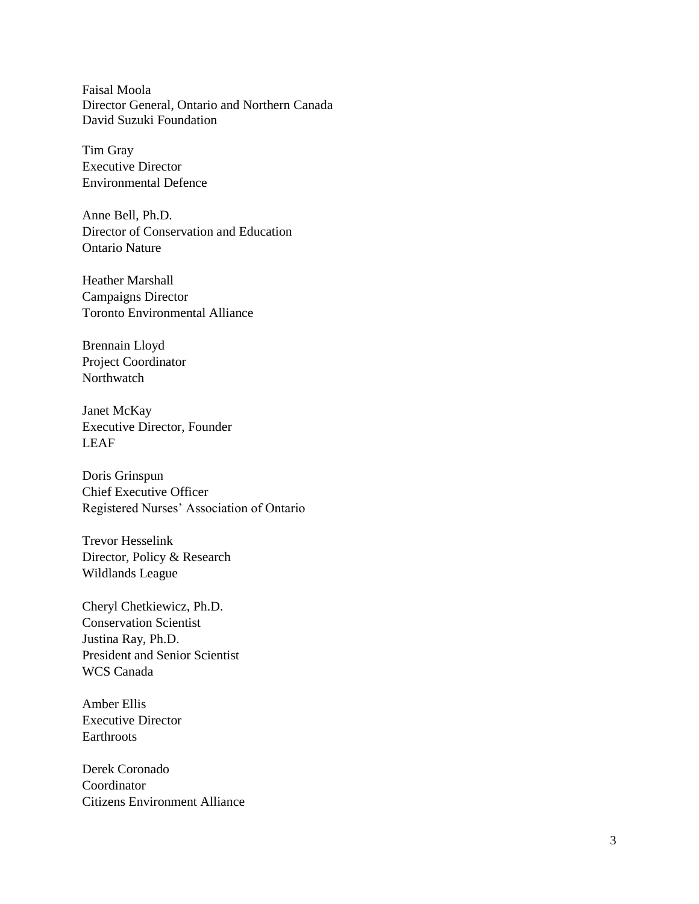Faisal Moola
Director General, Ontario and Northern Canada
David Suzuki Foundation

Tim Gray
Executive Director
Environmental Defence

Anne Bell, Ph.D.
Director of Conservation and Education
Ontario Nature

Heather Marshall
Campaigns Director
Toronto Environmental Alliance

Brennain Lloyd
Project Coordinator
Northwatch

Janet McKay
Executive Director, Founder
LEAF

Doris Grinspun
Chief Executive Officer
Registered Nurses' Association of Ontario

Trevor Hesselink
Director, Policy & Research
Wildlands League

Cheryl Chetkiewicz, Ph.D.
Conservation Scientist
Justina Ray, Ph.D.
President and Senior Scientist
WCS Canada

Amber Ellis
Executive Director
Earthroots

Derek Coronado
Coordinator
Citizens Environment Alliance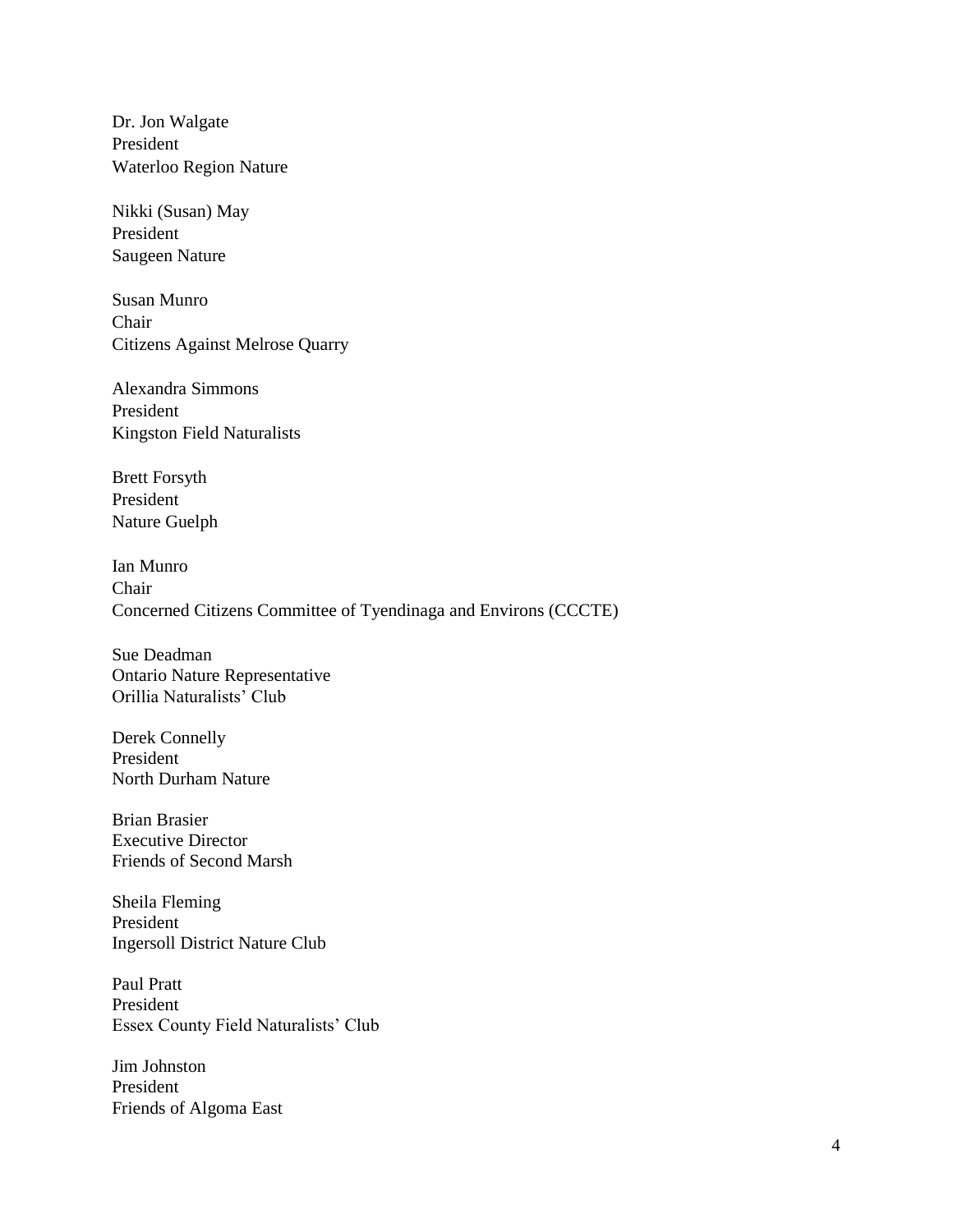Dr. Jon Walgate
President
Waterloo Region Nature

Nikki (Susan) May
President
Saugeen Nature

Susan Munro
Chair
Citizens Against Melrose Quarry

Alexandra Simmons
President
Kingston Field Naturalists

Brett Forsyth
President
Nature Guelph

Ian Munro
Chair
Concerned Citizens Committee of Tyendinaga and Environs (CCCTE)

Sue Deadman
Ontario Nature Representative
Orillia Naturalists' Club

Derek Connelly
President
North Durham Nature

Brian Brasier
Executive Director
Friends of Second Marsh

Sheila Fleming
President
Ingersoll District Nature Club

Paul Pratt
President
Essex County Field Naturalists' Club

Jim Johnston
President
Friends of Algoma East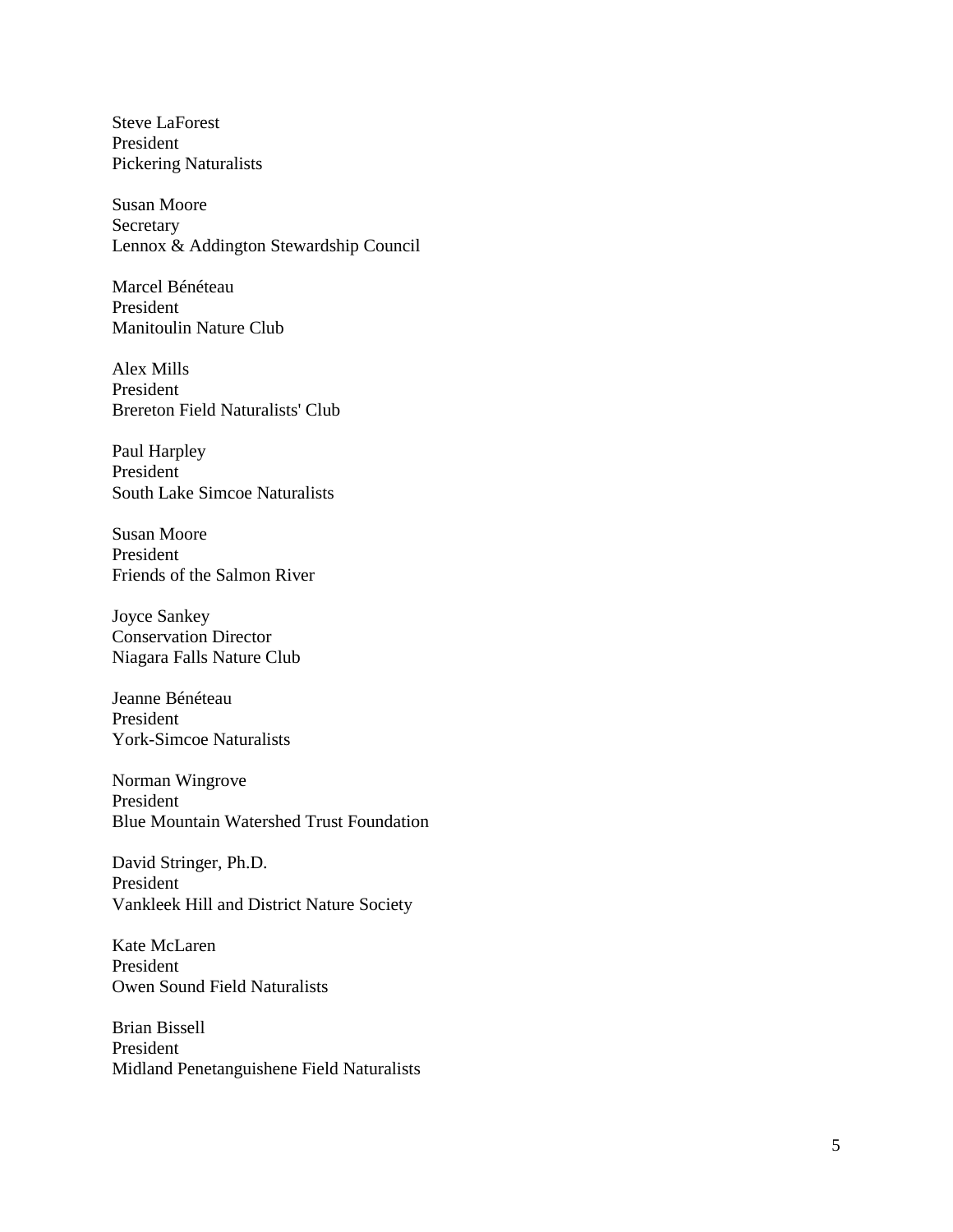Steve LaForest
President
Pickering Naturalists

Susan Moore
Secretary
Lennox & Addington Stewardship Council

Marcel Bénéteau
President
Manitoulin Nature Club

Alex Mills
President
Brereton Field Naturalists' Club

Paul Harpley
President
South Lake Simcoe Naturalists

Susan Moore
President
Friends of the Salmon River

Joyce Sankey
Conservation Director
Niagara Falls Nature Club

Jeanne Bénéteau
President
York-Simcoe Naturalists

Norman Wingrove
President
Blue Mountain Watershed Trust Foundation

David Stringer, Ph.D.
President
Vankleek Hill and District Nature Society

Kate McLaren
President
Owen Sound Field Naturalists

Brian Bissell
President
Midland Penetanguishene Field Naturalists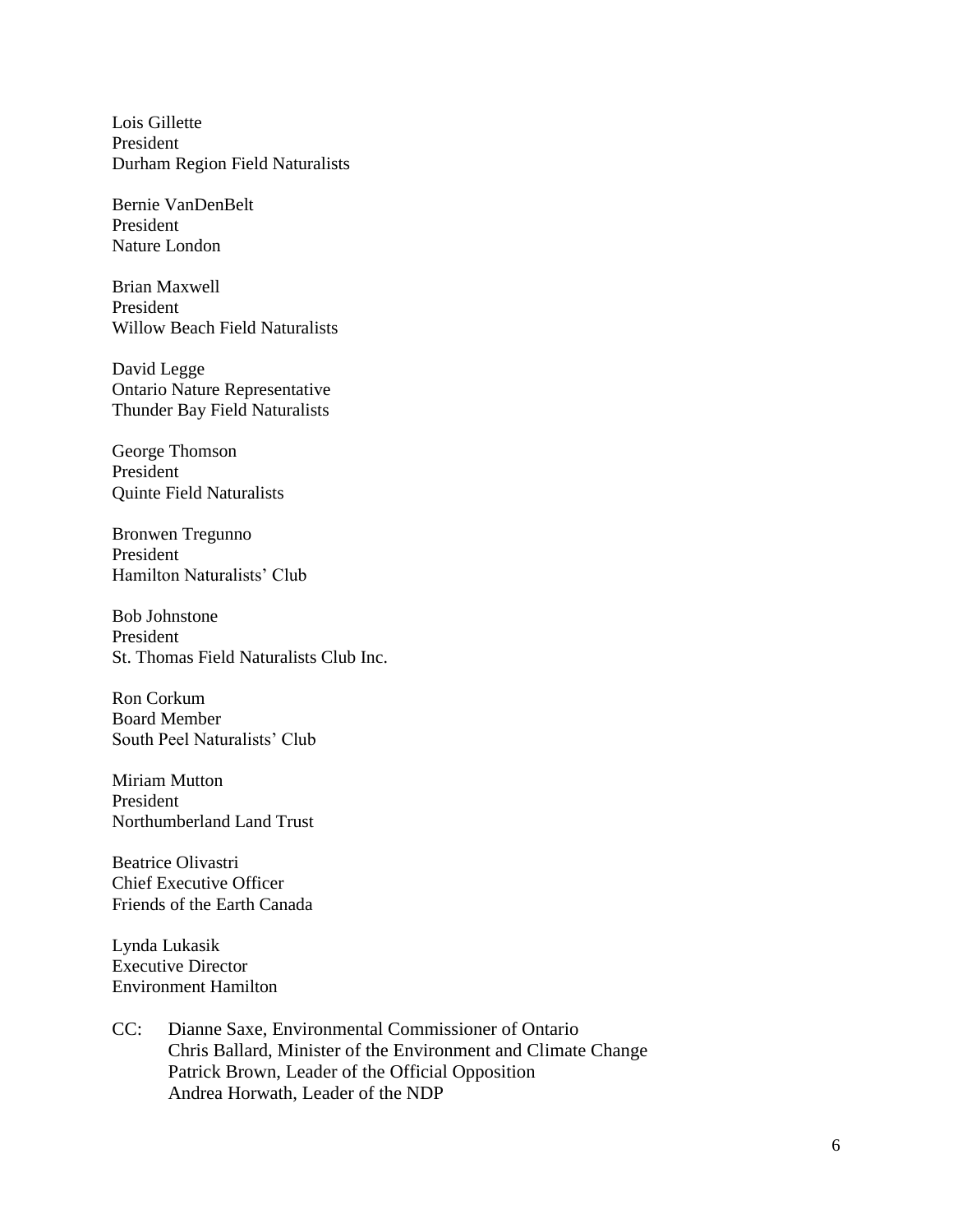Lois Gillette
President
Durham Region Field Naturalists

Bernie VanDenBelt
President
Nature London

Brian Maxwell
President
Willow Beach Field Naturalists

David Legge
Ontario Nature Representative
Thunder Bay Field Naturalists

George Thomson
President
Quinte Field Naturalists

Bronwen Tregunno
President
Hamilton Naturalists' Club

Bob Johnstone
President
St. Thomas Field Naturalists Club Inc.

Ron Corkum
Board Member
South Peel Naturalists' Club

Miriam Mutton
President
Northumberland Land Trust

Beatrice Olivastri
Chief Executive Officer
Friends of the Earth Canada

Lynda Lukasik
Executive Director
Environment Hamilton

CC: Dianne Saxe, Environmental Commissioner of Ontario
Chris Ballard, Minister of the Environment and Climate Change
Patrick Brown, Leader of the Official Opposition
Andrea Horwath, Leader of the NDP